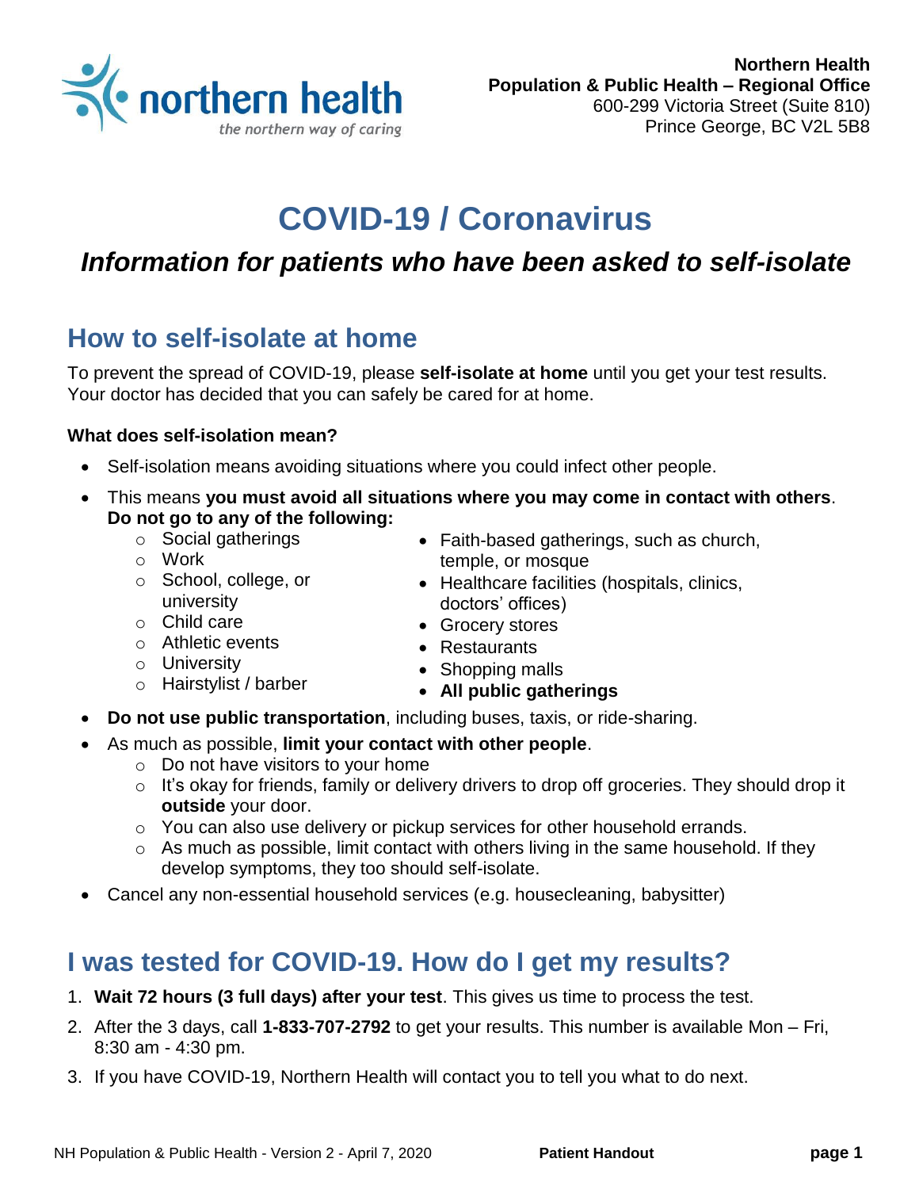**Northern Health**
**Population & Public Health – Regional Office**
600-299 Victoria Street (Suite 810)
Prince George, BC V2L 5B8

# COVID-19 / Coronavirus

## *Information for patients who have been asked to self-isolate*

## How to self-isolate at home

To prevent the spread of COVID-19, please **self-isolate at home** until you get your test results. Your doctor has decided that you can safely be cared for at home.

**What does self-isolation mean?**

- Self-isolation means avoiding situations where you could infect other people.
- This means **you must avoid all situations where you may come in contact with others**. **Do not go to any of the following:**
  - Social gatherings
  - Work
  - School, college, or university
  - Child care
  - Athletic events
  - University
  - Hairstylist / barber
  - Faith-based gatherings, such as church, temple, or mosque
  - Healthcare facilities (hospitals, clinics, doctors' offices)
  - Grocery stores
  - Restaurants
  - Shopping malls
  - **All public gatherings**
- **Do not use public transportation**, including buses, taxis, or ride-sharing.
- As much as possible, **limit your contact with other people**.
  - Do not have visitors to your home
  - It's okay for friends, family or delivery drivers to drop off groceries. They should drop it **outside** your door.
  - You can also use delivery or pickup services for other household errands.
  - As much as possible, limit contact with others living in the same household. If they develop symptoms, they too should self-isolate.
- Cancel any non-essential household services (e.g. housecleaning, babysitter)

## I was tested for COVID-19. How do I get my results?

1. **Wait 72 hours (3 full days) after your test**. This gives us time to process the test.
2. After the 3 days, call **1-833-707-2792** to get your results. This number is available Mon – Fri, 8:30 am - 4:30 pm.
3. If you have COVID-19, Northern Health will contact you to tell you what to do next.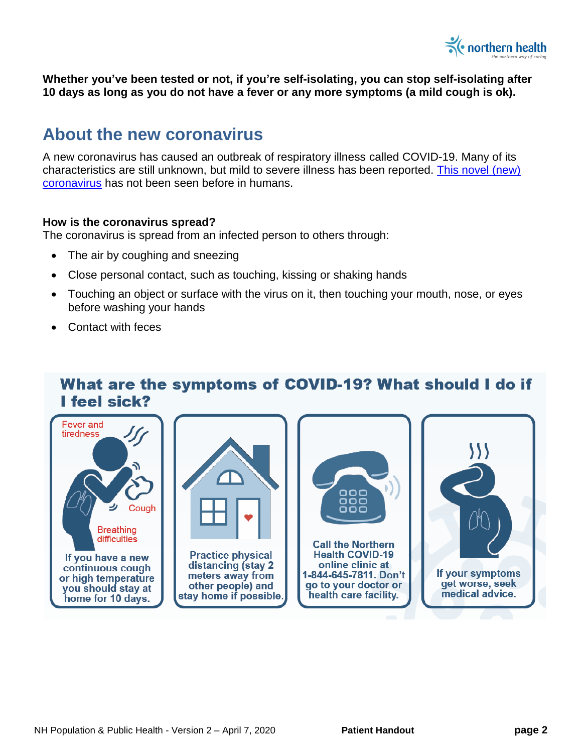**Whether you've been tested or not, if you're self-isolating, you can stop self-isolating after 10 days as long as you do not have a fever or any more symptoms (a mild cough is ok).**

## About the new coronavirus

A new coronavirus has caused an outbreak of respiratory illness called COVID-19. Many of its characteristics are still unknown, but mild to severe illness has been reported. This novel (new) coronavirus has not been seen before in humans.

**How is the coronavirus spread?**
The coronavirus is spread from an infected person to others through:

- The air by coughing and sneezing
- Close personal contact, such as touching, kissing or shaking hands
- Touching an object or surface with the virus on it, then touching your mouth, nose, or eyes before washing your hands
- Contact with feces

## What are the symptoms of COVID-19? What should I do if I feel sick?

Fever and tiredness

Cough

Breathing difficulties

If you have a new continuous cough or high temperature you should stay at home for 10 days.

Practice physical distancing (stay 2 meters away from other people) and stay home if possible.

Call the Northern Health COVID-19 online clinic at 1-844-645-7811. Don't go to your doctor or health care facility.

If your symptoms get worse, seek medical advice.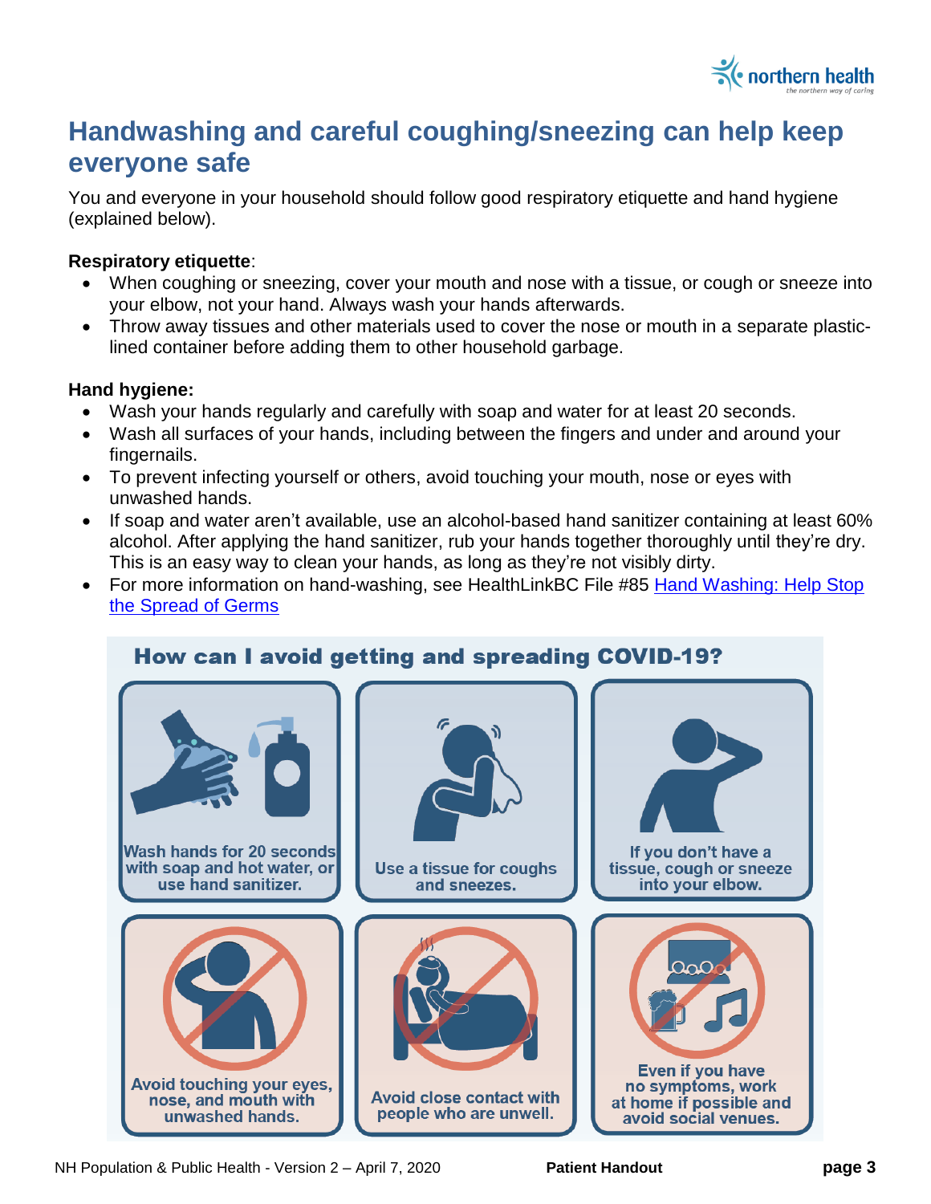# Handwashing and careful coughing/sneezing can help keep everyone safe

You and everyone in your household should follow good respiratory etiquette and hand hygiene (explained below).

**Respiratory etiquette**:

- When coughing or sneezing, cover your mouth and nose with a tissue, or cough or sneeze into your elbow, not your hand. Always wash your hands afterwards.
- Throw away tissues and other materials used to cover the nose or mouth in a separate plastic-lined container before adding them to other household garbage.

**Hand hygiene:**

- Wash your hands regularly and carefully with soap and water for at least 20 seconds.
- Wash all surfaces of your hands, including between the fingers and under and around your fingernails.
- To prevent infecting yourself or others, avoid touching your mouth, nose or eyes with unwashed hands.
- If soap and water aren't available, use an alcohol-based hand sanitizer containing at least 60% alcohol. After applying the hand sanitizer, rub your hands together thoroughly until they're dry. This is an easy way to clean your hands, as long as they're not visibly dirty.
- For more information on hand-washing, see HealthLinkBC File #85 Hand Washing: Help Stop the Spread of Germs

## How can I avoid getting and spreading COVID-19?

- Wash hands for 20 seconds with soap and hot water, or use hand sanitizer.
- Use a tissue for coughs and sneezes.
- If you don't have a tissue, cough or sneeze into your elbow.
- Avoid touching your eyes, nose, and mouth with unwashed hands.
- Avoid close contact with people who are unwell.
- Even if you have no symptoms, work at home if possible and avoid social venues.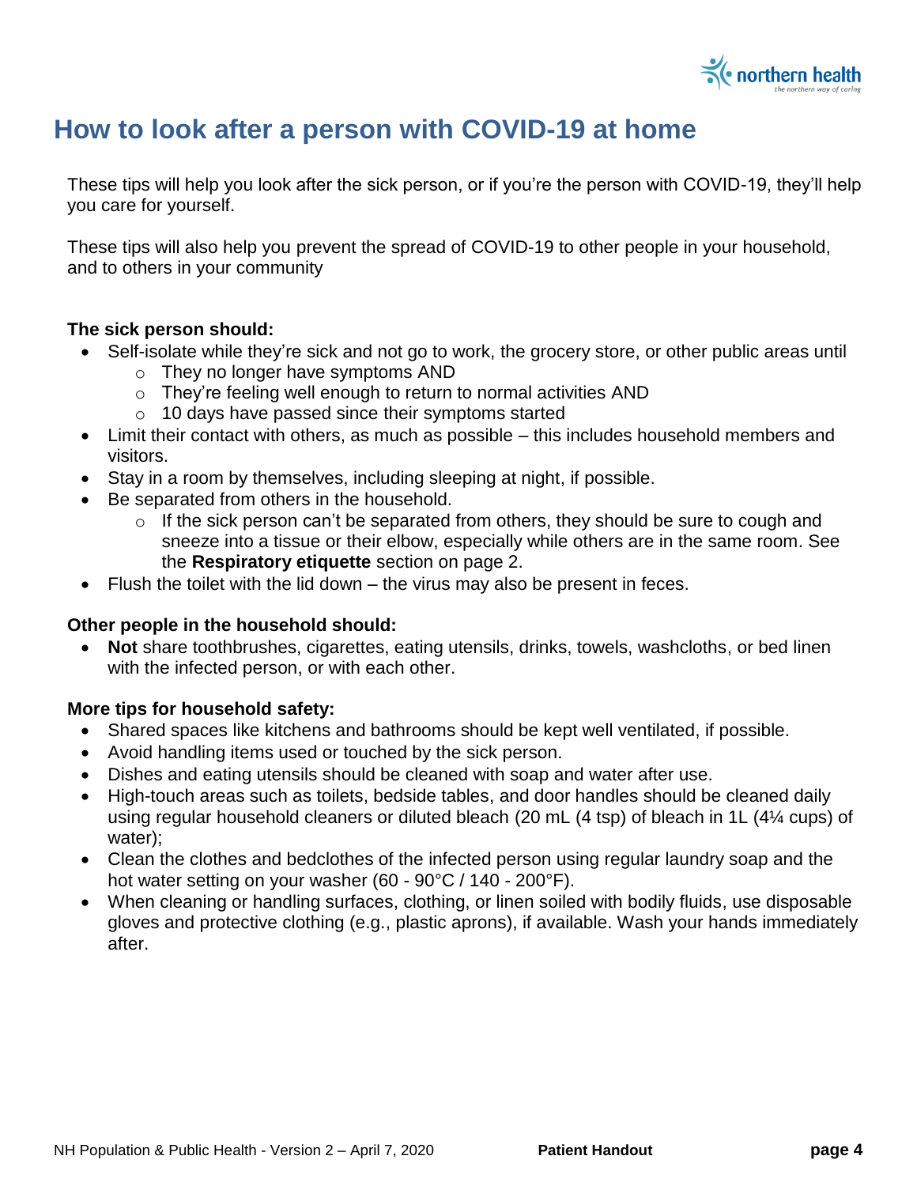# How to look after a person with COVID-19 at home

These tips will help you look after the sick person, or if you're the person with COVID-19, they'll help you care for yourself.

These tips will also help you prevent the spread of COVID-19 to other people in your household, and to others in your community

**The sick person should:**

- Self-isolate while they're sick and not go to work, the grocery store, or other public areas until
  - They no longer have symptoms AND
  - They're feeling well enough to return to normal activities AND
  - 10 days have passed since their symptoms started
- Limit their contact with others, as much as possible – this includes household members and visitors.
- Stay in a room by themselves, including sleeping at night, if possible.
- Be separated from others in the household.
  - If the sick person can't be separated from others, they should be sure to cough and sneeze into a tissue or their elbow, especially while others are in the same room. See the **Respiratory etiquette** section on page 2.
- Flush the toilet with the lid down – the virus may also be present in feces.

**Other people in the household should:**

- **Not** share toothbrushes, cigarettes, eating utensils, drinks, towels, washcloths, or bed linen with the infected person, or with each other.

**More tips for household safety:**

- Shared spaces like kitchens and bathrooms should be kept well ventilated, if possible.
- Avoid handling items used or touched by the sick person.
- Dishes and eating utensils should be cleaned with soap and water after use.
- High-touch areas such as toilets, bedside tables, and door handles should be cleaned daily using regular household cleaners or diluted bleach (20 mL (4 tsp) of bleach in 1L (4¼ cups) of water);
- Clean the clothes and bedclothes of the infected person using regular laundry soap and the hot water setting on your washer (60 - 90°C / 140 - 200°F).
- When cleaning or handling surfaces, clothing, or linen soiled with bodily fluids, use disposable gloves and protective clothing (e.g., plastic aprons), if available. Wash your hands immediately after.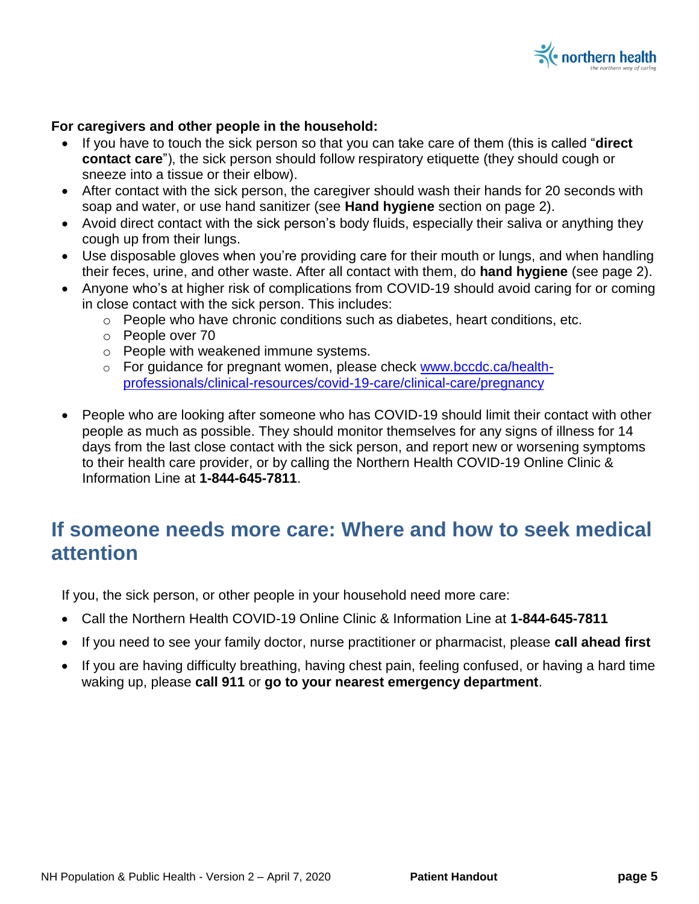**For caregivers and other people in the household:**

- If you have to touch the sick person so that you can take care of them (this is called "**direct contact care**"), the sick person should follow respiratory etiquette (they should cough or sneeze into a tissue or their elbow).
- After contact with the sick person, the caregiver should wash their hands for 20 seconds with soap and water, or use hand sanitizer (see **Hand hygiene** section on page 2).
- Avoid direct contact with the sick person's body fluids, especially their saliva or anything they cough up from their lungs.
- Use disposable gloves when you're providing care for their mouth or lungs, and when handling their feces, urine, and other waste. After all contact with them, do **hand hygiene** (see page 2).
- Anyone who's at higher risk of complications from COVID-19 should avoid caring for or coming in close contact with the sick person. This includes:
  - People who have chronic conditions such as diabetes, heart conditions, etc.
  - People over 70
  - People with weakened immune systems.
  - For guidance for pregnant women, please check [www.bccdc.ca/health-professionals/clinical-resources/covid-19-care/clinical-care/pregnancy](http://www.bccdc.ca/health-professionals/clinical-resources/covid-19-care/clinical-care/pregnancy)

- People who are looking after someone who has COVID-19 should limit their contact with other people as much as possible. They should monitor themselves for any signs of illness for 14 days from the last close contact with the sick person, and report new or worsening symptoms to their health care provider, or by calling the Northern Health COVID-19 Online Clinic & Information Line at **1-844-645-7811**.

## If someone needs more care: Where and how to seek medical attention

If you, the sick person, or other people in your household need more care:

- Call the Northern Health COVID-19 Online Clinic & Information Line at **1-844-645-7811**
- If you need to see your family doctor, nurse practitioner or pharmacist, please **call ahead first**
- If you are having difficulty breathing, having chest pain, feeling confused, or having a hard time waking up, please **call 911** or **go to your nearest emergency department**.